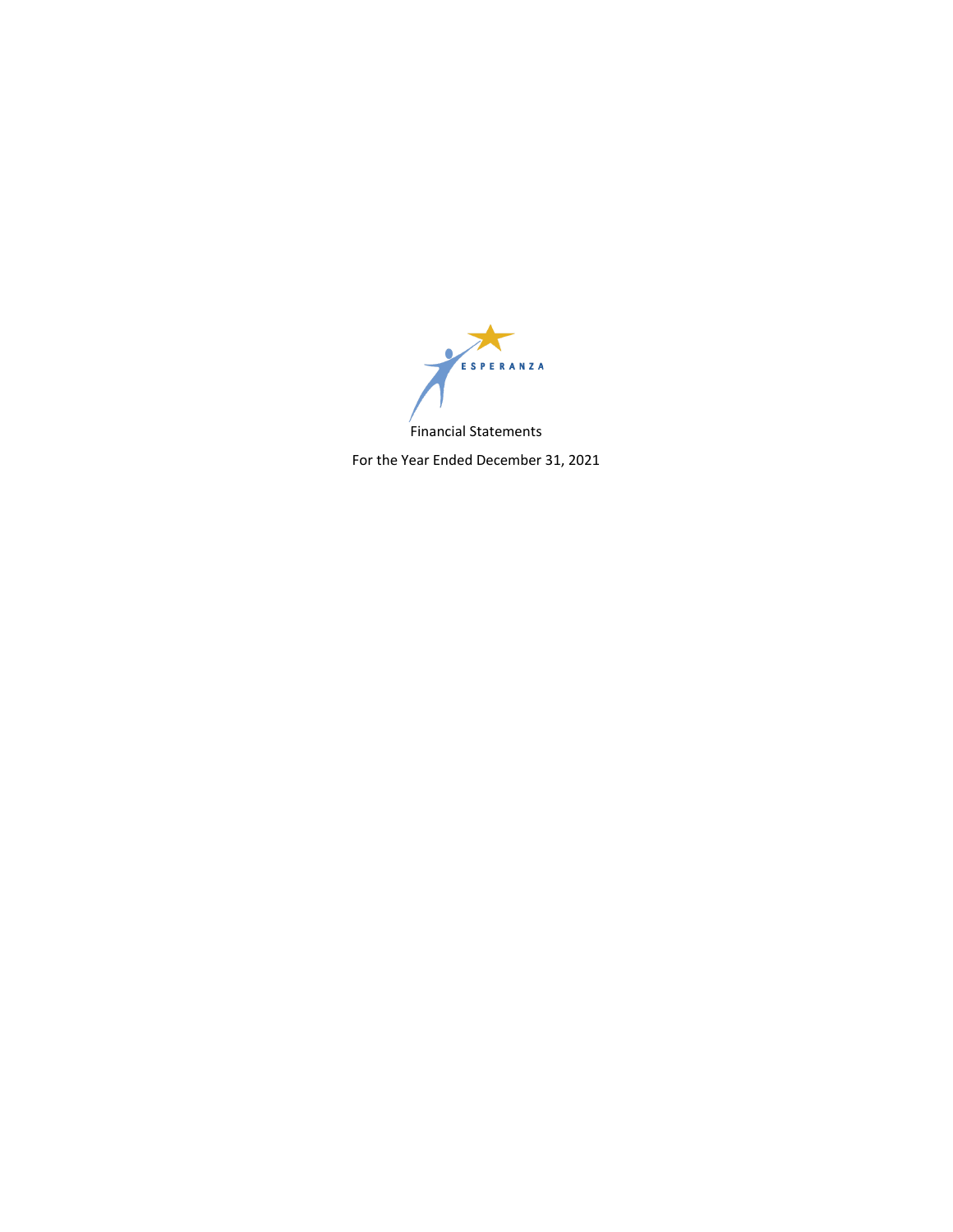ESPERANZA

Financial Statements

For the Year Ended December 31, 2021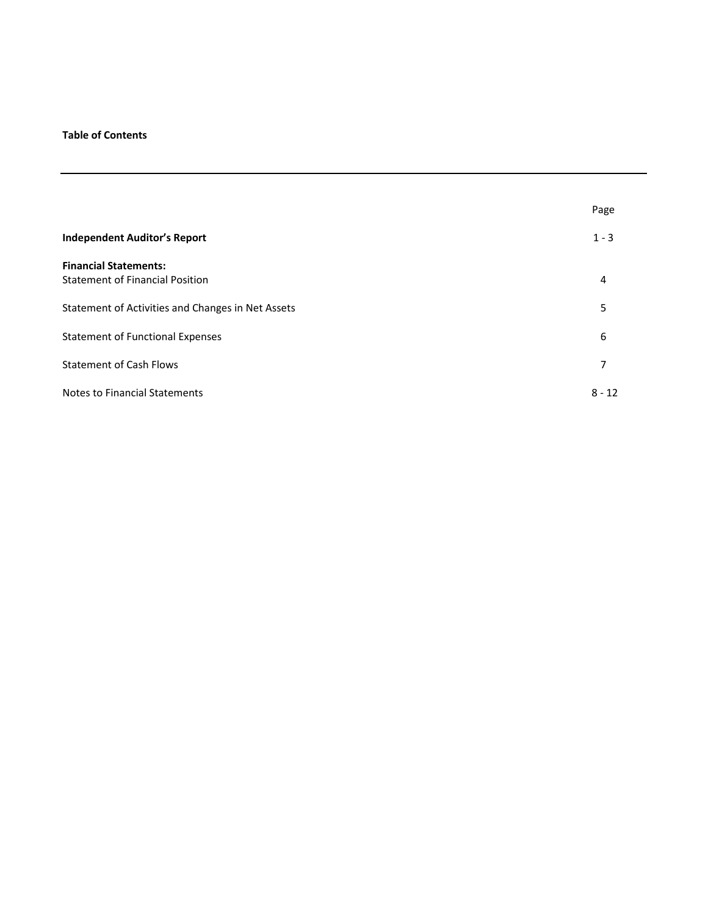**Table of Contents**

---

| | Page |
|---|---|
| **Independent Auditor's Report** | 1 - 3 |
| **Financial Statements:** | |
| Statement of Financial Position | 4 |
| Statement of Activities and Changes in Net Assets | 5 |
| Statement of Functional Expenses | 6 |
| Statement of Cash Flows | 7 |
| Notes to Financial Statements | 8 - 12 |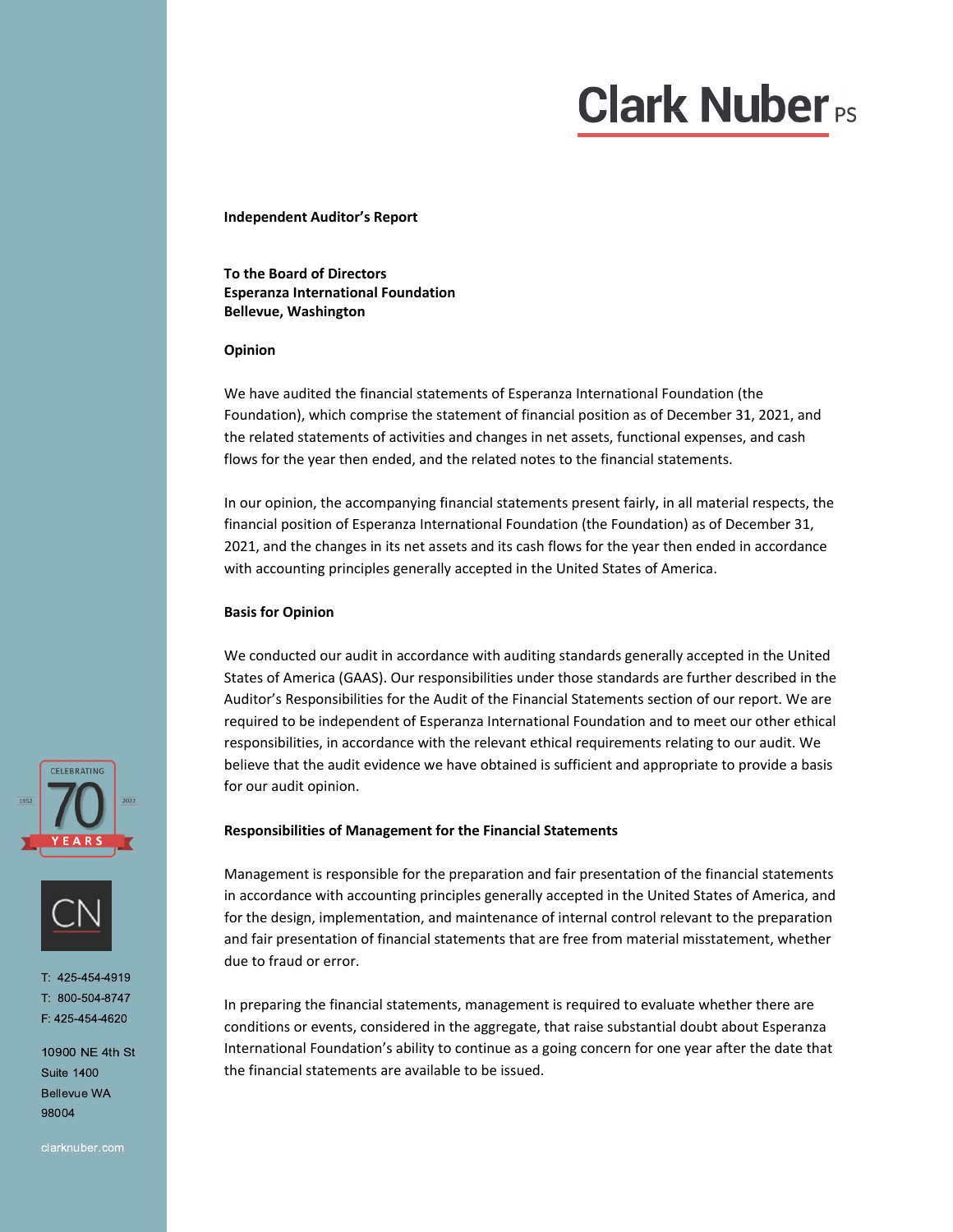# Clark Nuber PS

**Independent Auditor's Report**

**To the Board of Directors**
**Esperanza International Foundation**
**Bellevue, Washington**

**Opinion**

We have audited the financial statements of Esperanza International Foundation (the Foundation), which comprise the statement of financial position as of December 31, 2021, and the related statements of activities and changes in net assets, functional expenses, and cash flows for the year then ended, and the related notes to the financial statements.

In our opinion, the accompanying financial statements present fairly, in all material respects, the financial position of Esperanza International Foundation (the Foundation) as of December 31, 2021, and the changes in its net assets and its cash flows for the year then ended in accordance with accounting principles generally accepted in the United States of America.

**Basis for Opinion**

We conducted our audit in accordance with auditing standards generally accepted in the United States of America (GAAS). Our responsibilities under those standards are further described in the Auditor's Responsibilities for the Audit of the Financial Statements section of our report. We are required to be independent of Esperanza International Foundation and to meet our other ethical responsibilities, in accordance with the relevant ethical requirements relating to our audit. We believe that the audit evidence we have obtained is sufficient and appropriate to provide a basis for our audit opinion.

**Responsibilities of Management for the Financial Statements**

Management is responsible for the preparation and fair presentation of the financial statements in accordance with accounting principles generally accepted in the United States of America, and for the design, implementation, and maintenance of internal control relevant to the preparation and fair presentation of financial statements that are free from material misstatement, whether due to fraud or error.

In preparing the financial statements, management is required to evaluate whether there are conditions or events, considered in the aggregate, that raise substantial doubt about Esperanza International Foundation's ability to continue as a going concern for one year after the date that the financial statements are available to be issued.

CELEBRATING 70 YEARS 1952 2022

CN

T: 425-454-4919
T: 800-504-8747
F: 425-454-4620

10900 NE 4th St
Suite 1400
Bellevue WA
98004

clarknuber.com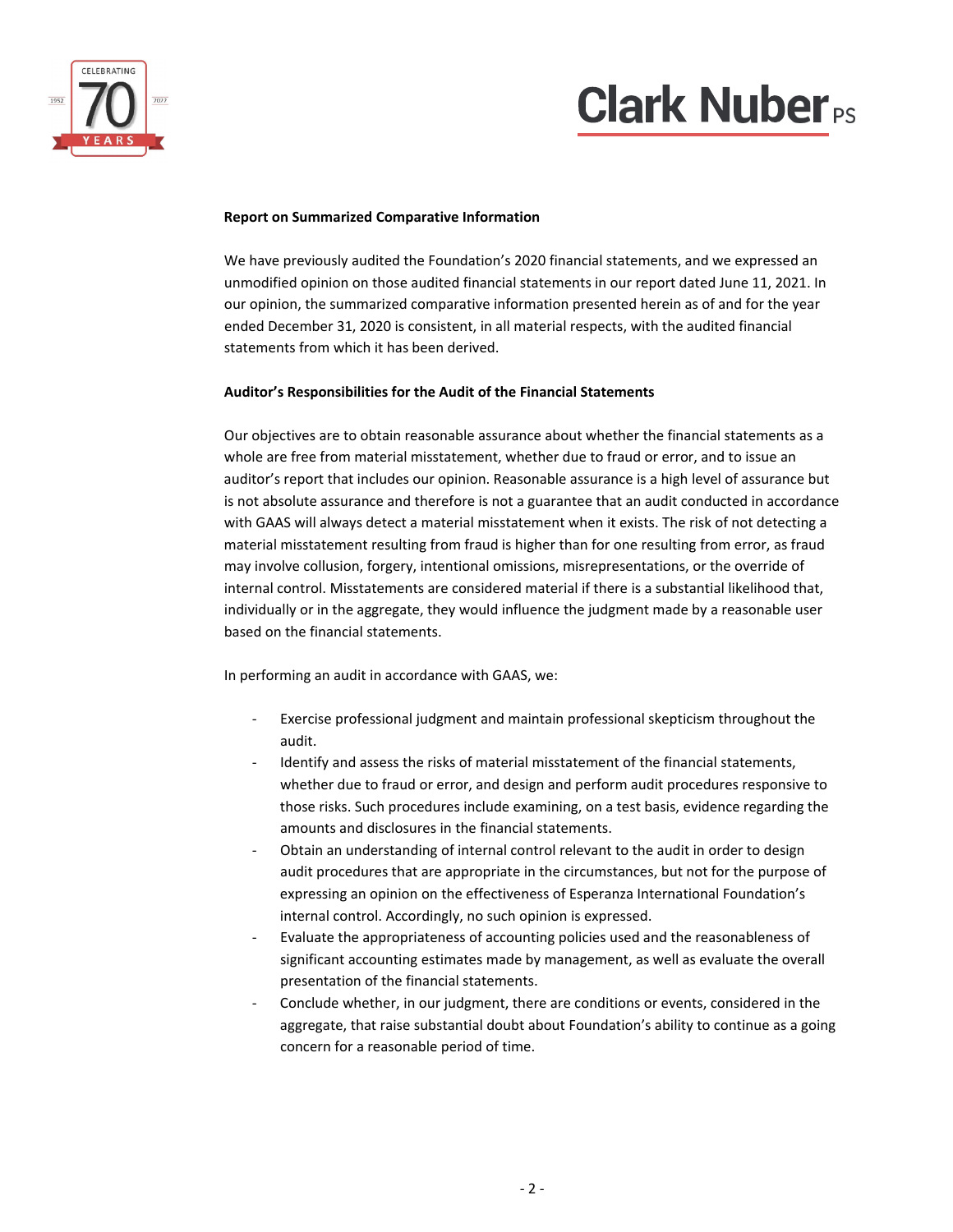**Report on Summarized Comparative Information**

We have previously audited the Foundation's 2020 financial statements, and we expressed an unmodified opinion on those audited financial statements in our report dated June 11, 2021. In our opinion, the summarized comparative information presented herein as of and for the year ended December 31, 2020 is consistent, in all material respects, with the audited financial statements from which it has been derived.

**Auditor's Responsibilities for the Audit of the Financial Statements**

Our objectives are to obtain reasonable assurance about whether the financial statements as a whole are free from material misstatement, whether due to fraud or error, and to issue an auditor's report that includes our opinion. Reasonable assurance is a high level of assurance but is not absolute assurance and therefore is not a guarantee that an audit conducted in accordance with GAAS will always detect a material misstatement when it exists. The risk of not detecting a material misstatement resulting from fraud is higher than for one resulting from error, as fraud may involve collusion, forgery, intentional omissions, misrepresentations, or the override of internal control. Misstatements are considered material if there is a substantial likelihood that, individually or in the aggregate, they would influence the judgment made by a reasonable user based on the financial statements.

In performing an audit in accordance with GAAS, we:

- Exercise professional judgment and maintain professional skepticism throughout the audit.
- Identify and assess the risks of material misstatement of the financial statements, whether due to fraud or error, and design and perform audit procedures responsive to those risks. Such procedures include examining, on a test basis, evidence regarding the amounts and disclosures in the financial statements.
- Obtain an understanding of internal control relevant to the audit in order to design audit procedures that are appropriate in the circumstances, but not for the purpose of expressing an opinion on the effectiveness of Esperanza International Foundation's internal control. Accordingly, no such opinion is expressed.
- Evaluate the appropriateness of accounting policies used and the reasonableness of significant accounting estimates made by management, as well as evaluate the overall presentation of the financial statements.
- Conclude whether, in our judgment, there are conditions or events, considered in the aggregate, that raise substantial doubt about Foundation's ability to continue as a going concern for a reasonable period of time.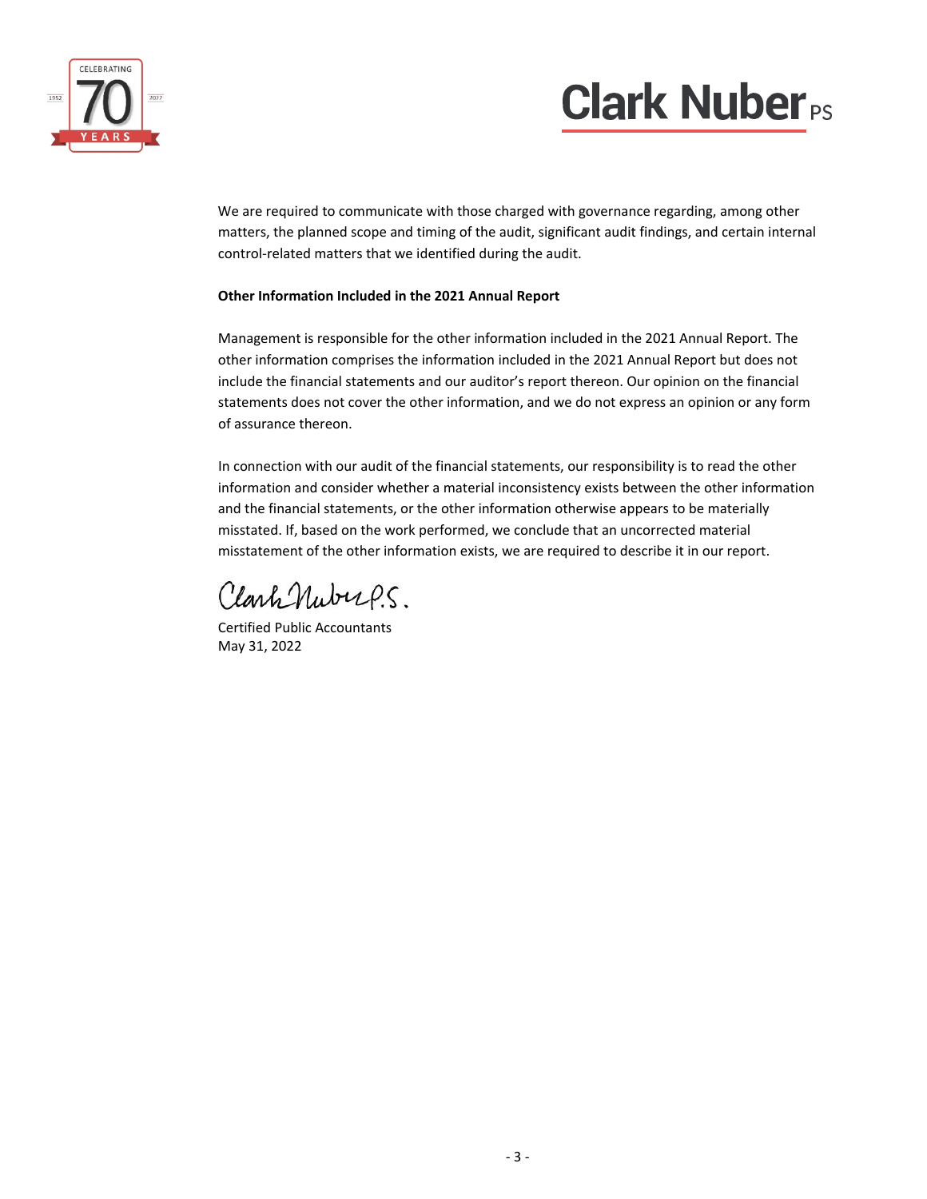We are required to communicate with those charged with governance regarding, among other matters, the planned scope and timing of the audit, significant audit findings, and certain internal control-related matters that we identified during the audit.

**Other Information Included in the 2021 Annual Report**

Management is responsible for the other information included in the 2021 Annual Report. The other information comprises the information included in the 2021 Annual Report but does not include the financial statements and our auditor's report thereon. Our opinion on the financial statements does not cover the other information, and we do not express an opinion or any form of assurance thereon.

In connection with our audit of the financial statements, our responsibility is to read the other information and consider whether a material inconsistency exists between the other information and the financial statements, or the other information otherwise appears to be materially misstated. If, based on the work performed, we conclude that an uncorrected material misstatement of the other information exists, we are required to describe it in our report.

Clark Nuber P.S.

Certified Public Accountants
May 31, 2022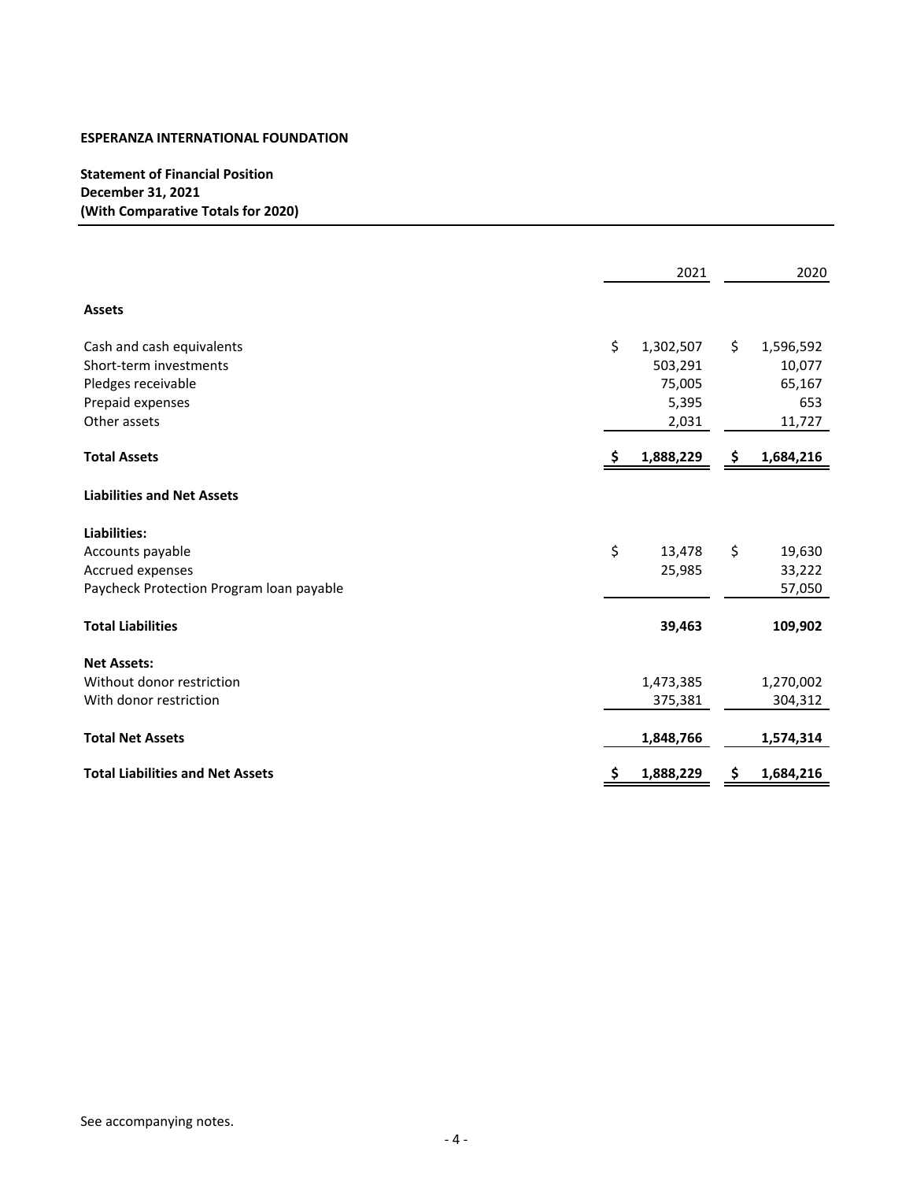**ESPERANZA INTERNATIONAL FOUNDATION**

**Statement of Financial Position**
**December 31, 2021**
**(With Comparative Totals for 2020)**

| | 2021 | 2020 |
|---|---|---|
| **Assets** | | |
| Cash and cash equivalents | $ 1,302,507 | $ 1,596,592 |
| Short-term investments | 503,291 | 10,077 |
| Pledges receivable | 75,005 | 65,167 |
| Prepaid expenses | 5,395 | 653 |
| Other assets | 2,031 | 11,727 |
| **Total Assets** | **$ 1,888,229** | **$ 1,684,216** |
| **Liabilities and Net Assets** | | |
| **Liabilities:** | | |
| Accounts payable | $ 13,478 | $ 19,630 |
| Accrued expenses | 25,985 | 33,222 |
| Paycheck Protection Program loan payable | | 57,050 |
| **Total Liabilities** | **39,463** | **109,902** |
| **Net Assets:** | | |
| Without donor restriction | 1,473,385 | 1,270,002 |
| With donor restriction | 375,381 | 304,312 |
| **Total Net Assets** | **1,848,766** | **1,574,314** |
| **Total Liabilities and Net Assets** | **$ 1,888,229** | **$ 1,684,216** |

See accompanying notes.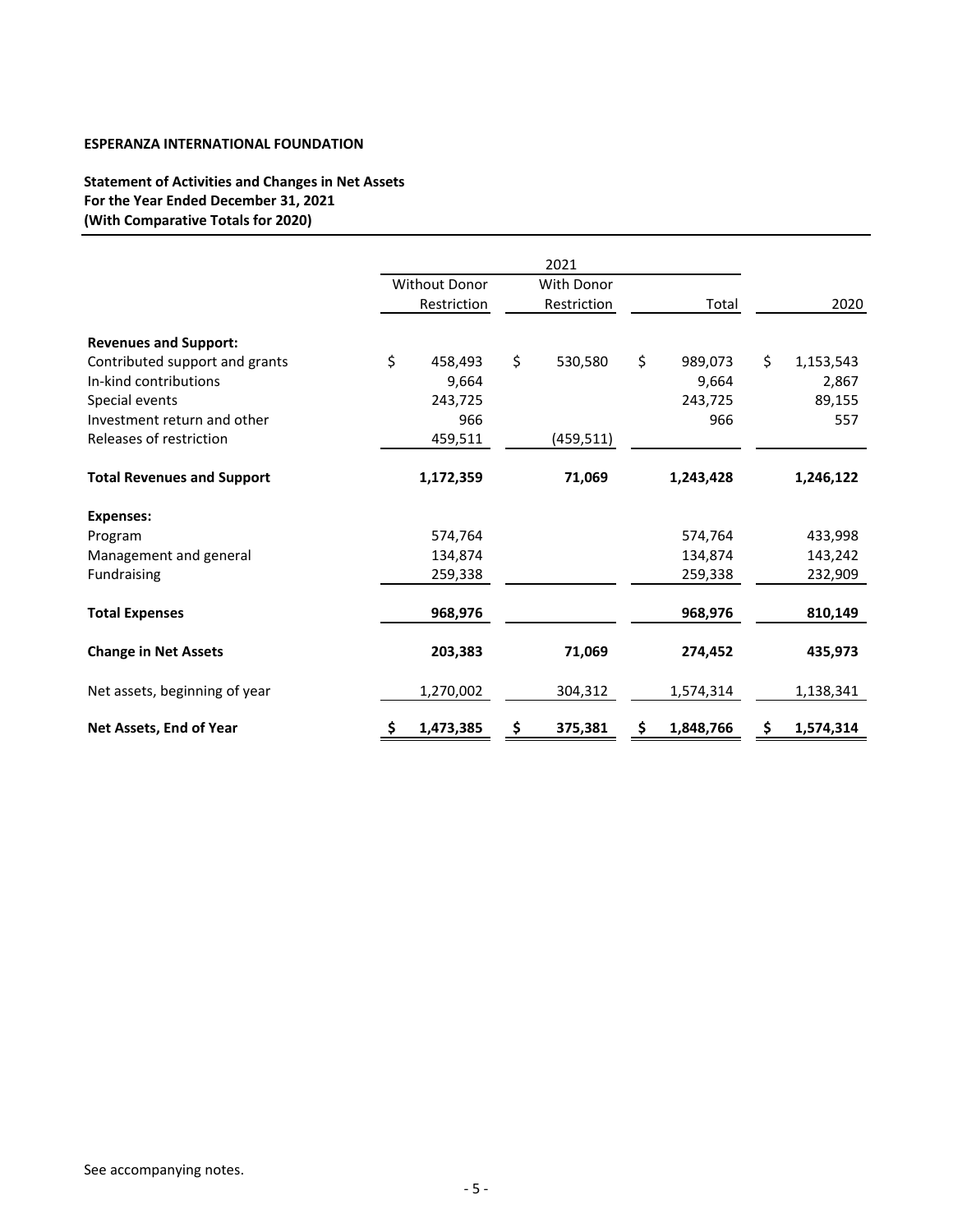**ESPERANZA INTERNATIONAL FOUNDATION**

**Statement of Activities and Changes in Net Assets**
**For the Year Ended December 31, 2021**
**(With Comparative Totals for 2020)**

| | 2021 | | | |
|---|---|---|---|---|
| | Without Donor Restriction | With Donor Restriction | Total | 2020 |
| **Revenues and Support:** | | | | |
| Contributed support and grants | $ 458,493 | $ 530,580 | $ 989,073 | $ 1,153,543 |
| In-kind contributions | 9,664 | | 9,664 | 2,867 |
| Special events | 243,725 | | 243,725 | 89,155 |
| Investment return and other | 966 | | 966 | 557 |
| Releases of restriction | 459,511 | (459,511) | | |
| **Total Revenues and Support** | **1,172,359** | **71,069** | **1,243,428** | **1,246,122** |
| **Expenses:** | | | | |
| Program | 574,764 | | 574,764 | 433,998 |
| Management and general | 134,874 | | 134,874 | 143,242 |
| Fundraising | 259,338 | | 259,338 | 232,909 |
| **Total Expenses** | **968,976** | | **968,976** | **810,149** |
| **Change in Net Assets** | **203,383** | **71,069** | **274,452** | **435,973** |
| Net assets, beginning of year | 1,270,002 | 304,312 | 1,574,314 | 1,138,341 |
| **Net Assets, End of Year** | **$ 1,473,385** | **$ 375,381** | **$ 1,848,766** | **$ 1,574,314** |

See accompanying notes.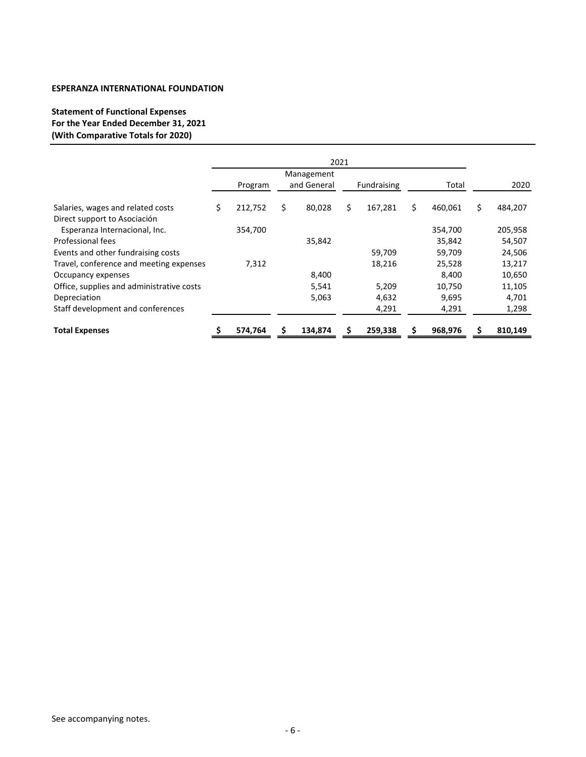**ESPERANZA INTERNATIONAL FOUNDATION**

**Statement of Functional Expenses**
**For the Year Ended December 31, 2021**
**(With Comparative Totals for 2020)**

| | 2021 | | | | |
|---|---|---|---|---|---|
| | Program | Management and General | Fundraising | Total | 2020 |
| Salaries, wages and related costs | $ 212,752 | $ 80,028 | $ 167,281 | $ 460,061 | $ 484,207 |
| Direct support to Asociación Esperanza Internacional, Inc. | 354,700 | | | 354,700 | 205,958 |
| Professional fees | | 35,842 | | 35,842 | 54,507 |
| Events and other fundraising costs | | | 59,709 | 59,709 | 24,506 |
| Travel, conference and meeting expenses | 7,312 | | 18,216 | 25,528 | 13,217 |
| Occupancy expenses | | 8,400 | | 8,400 | 10,650 |
| Office, supplies and administrative costs | | 5,541 | 5,209 | 10,750 | 11,105 |
| Depreciation | | 5,063 | 4,632 | 9,695 | 4,701 |
| Staff development and conferences | | | 4,291 | 4,291 | 1,298 |
| **Total Expenses** | **$ 574,764** | **$ 134,874** | **$ 259,338** | **$ 968,976** | **$ 810,149** |

See accompanying notes.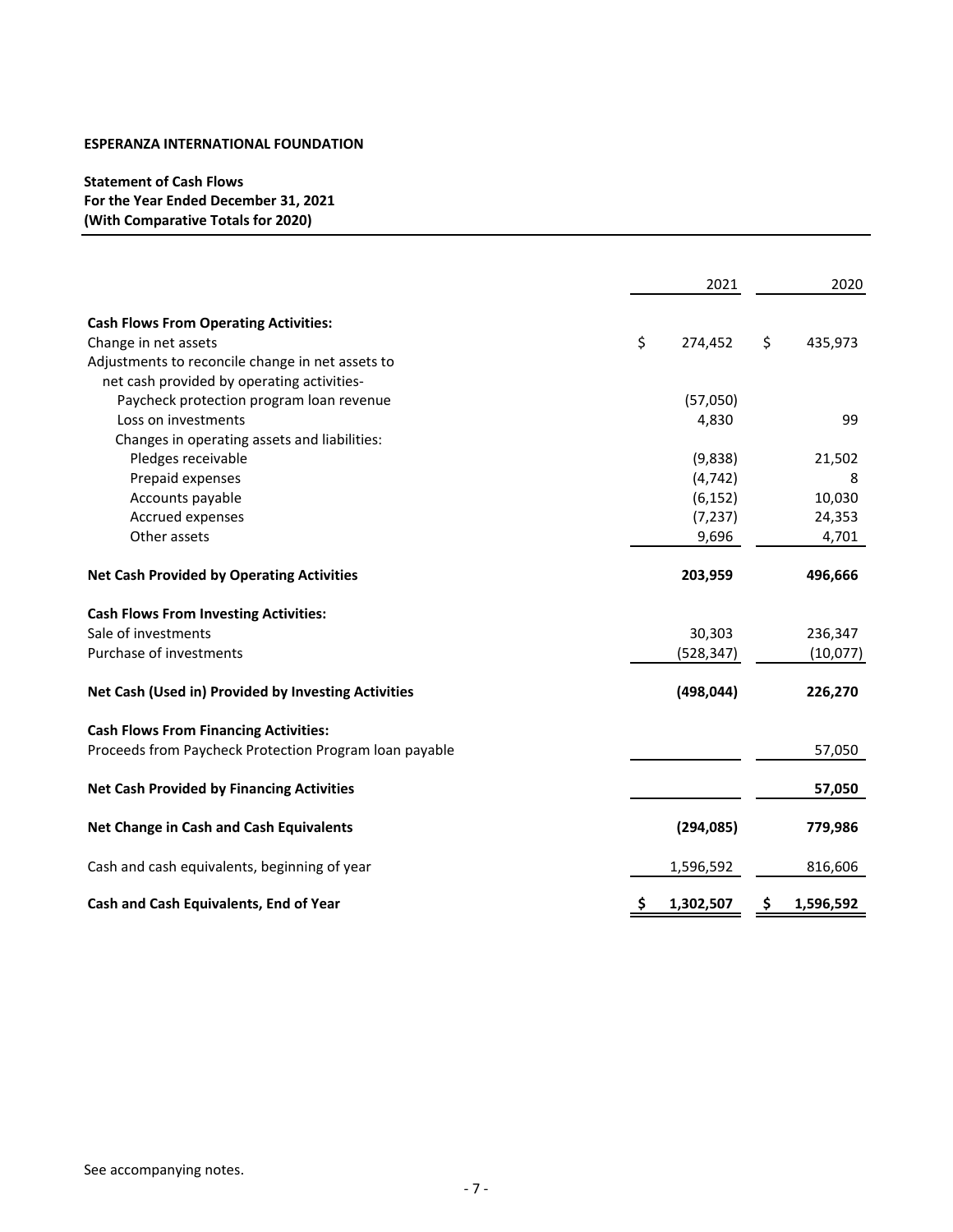**ESPERANZA INTERNATIONAL FOUNDATION**

**Statement of Cash Flows**
**For the Year Ended December 31, 2021**
**(With Comparative Totals for 2020)**

| | 2021 | 2020 |
|---|---|---|
| **Cash Flows From Operating Activities:** | | |
| Change in net assets | $ 274,452 | $ 435,973 |
| Adjustments to reconcile change in net assets to net cash provided by operating activities- | | |
| Paycheck protection program loan revenue | (57,050) | |
| Loss on investments | 4,830 | 99 |
| Changes in operating assets and liabilities: | | |
| Pledges receivable | (9,838) | 21,502 |
| Prepaid expenses | (4,742) | 8 |
| Accounts payable | (6,152) | 10,030 |
| Accrued expenses | (7,237) | 24,353 |
| Other assets | 9,696 | 4,701 |
| **Net Cash Provided by Operating Activities** | **203,959** | **496,666** |
| **Cash Flows From Investing Activities:** | | |
| Sale of investments | 30,303 | 236,347 |
| Purchase of investments | (528,347) | (10,077) |
| **Net Cash (Used in) Provided by Investing Activities** | **(498,044)** | **226,270** |
| **Cash Flows From Financing Activities:** | | |
| Proceeds from Paycheck Protection Program loan payable | | 57,050 |
| **Net Cash Provided by Financing Activities** | | **57,050** |
| **Net Change in Cash and Cash Equivalents** | **(294,085)** | **779,986** |
| Cash and cash equivalents, beginning of year | 1,596,592 | 816,606 |
| **Cash and Cash Equivalents, End of Year** | **$ 1,302,507** | **$ 1,596,592** |

See accompanying notes.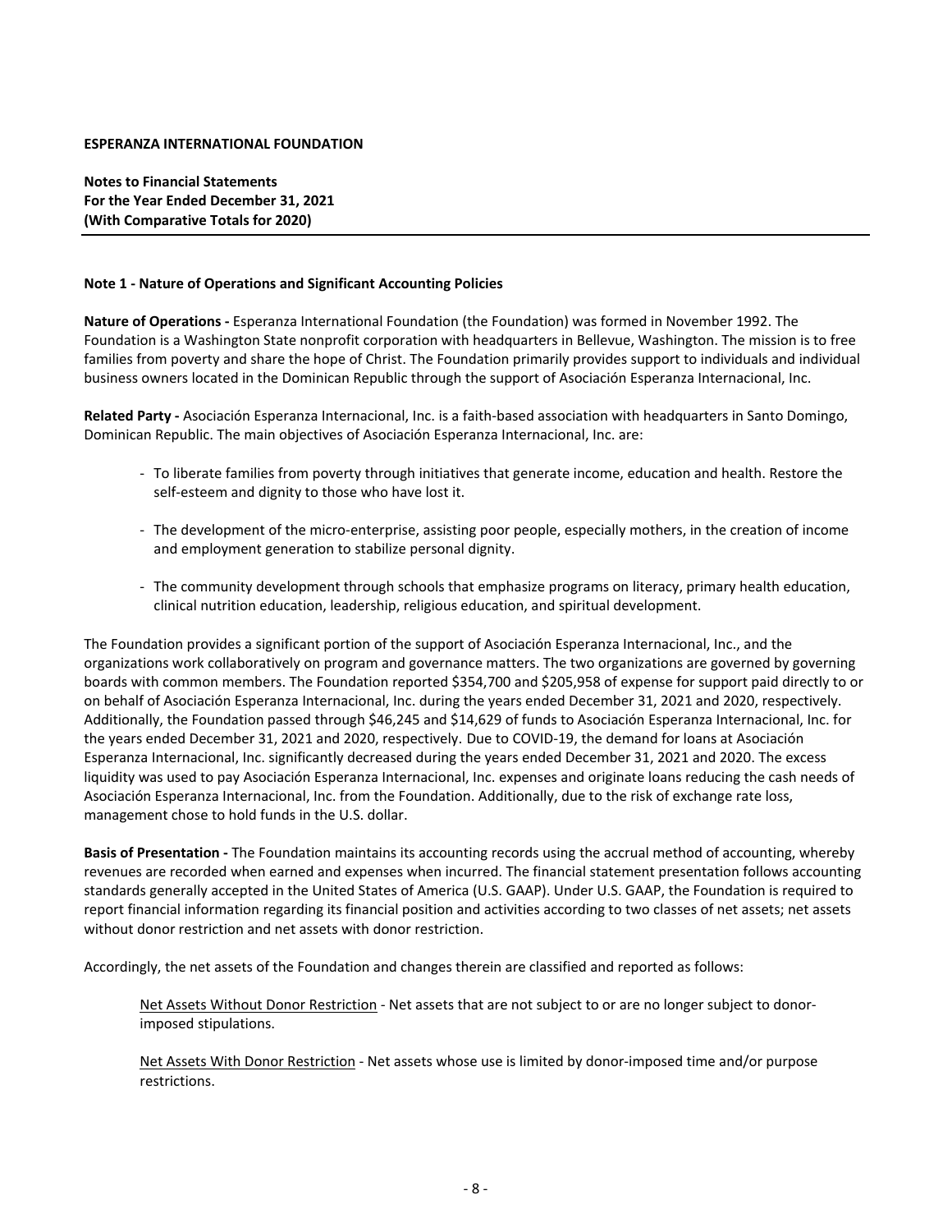**ESPERANZA INTERNATIONAL FOUNDATION**

**Notes to Financial Statements**
**For the Year Ended December 31, 2021**
**(With Comparative Totals for 2020)**

**Note 1 - Nature of Operations and Significant Accounting Policies**

**Nature of Operations -** Esperanza International Foundation (the Foundation) was formed in November 1992. The Foundation is a Washington State nonprofit corporation with headquarters in Bellevue, Washington. The mission is to free families from poverty and share the hope of Christ. The Foundation primarily provides support to individuals and individual business owners located in the Dominican Republic through the support of Asociación Esperanza Internacional, Inc.

**Related Party -** Asociación Esperanza Internacional, Inc. is a faith-based association with headquarters in Santo Domingo, Dominican Republic. The main objectives of Asociación Esperanza Internacional, Inc. are:

- To liberate families from poverty through initiatives that generate income, education and health. Restore the self-esteem and dignity to those who have lost it.

- The development of the micro-enterprise, assisting poor people, especially mothers, in the creation of income and employment generation to stabilize personal dignity.

- The community development through schools that emphasize programs on literacy, primary health education, clinical nutrition education, leadership, religious education, and spiritual development.

The Foundation provides a significant portion of the support of Asociación Esperanza Internacional, Inc., and the organizations work collaboratively on program and governance matters. The two organizations are governed by governing boards with common members. The Foundation reported $354,700 and $205,958 of expense for support paid directly to or on behalf of Asociación Esperanza Internacional, Inc. during the years ended December 31, 2021 and 2020, respectively. Additionally, the Foundation passed through $46,245 and $14,629 of funds to Asociación Esperanza Internacional, Inc. for the years ended December 31, 2021 and 2020, respectively. Due to COVID-19, the demand for loans at Asociación Esperanza Internacional, Inc. significantly decreased during the years ended December 31, 2021 and 2020. The excess liquidity was used to pay Asociación Esperanza Internacional, Inc. expenses and originate loans reducing the cash needs of Asociación Esperanza Internacional, Inc. from the Foundation. Additionally, due to the risk of exchange rate loss, management chose to hold funds in the U.S. dollar.

**Basis of Presentation -** The Foundation maintains its accounting records using the accrual method of accounting, whereby revenues are recorded when earned and expenses when incurred. The financial statement presentation follows accounting standards generally accepted in the United States of America (U.S. GAAP). Under U.S. GAAP, the Foundation is required to report financial information regarding its financial position and activities according to two classes of net assets; net assets without donor restriction and net assets with donor restriction.

Accordingly, the net assets of the Foundation and changes therein are classified and reported as follows:

Net Assets Without Donor Restriction - Net assets that are not subject to or are no longer subject to donor-imposed stipulations.

Net Assets With Donor Restriction - Net assets whose use is limited by donor-imposed time and/or purpose restrictions.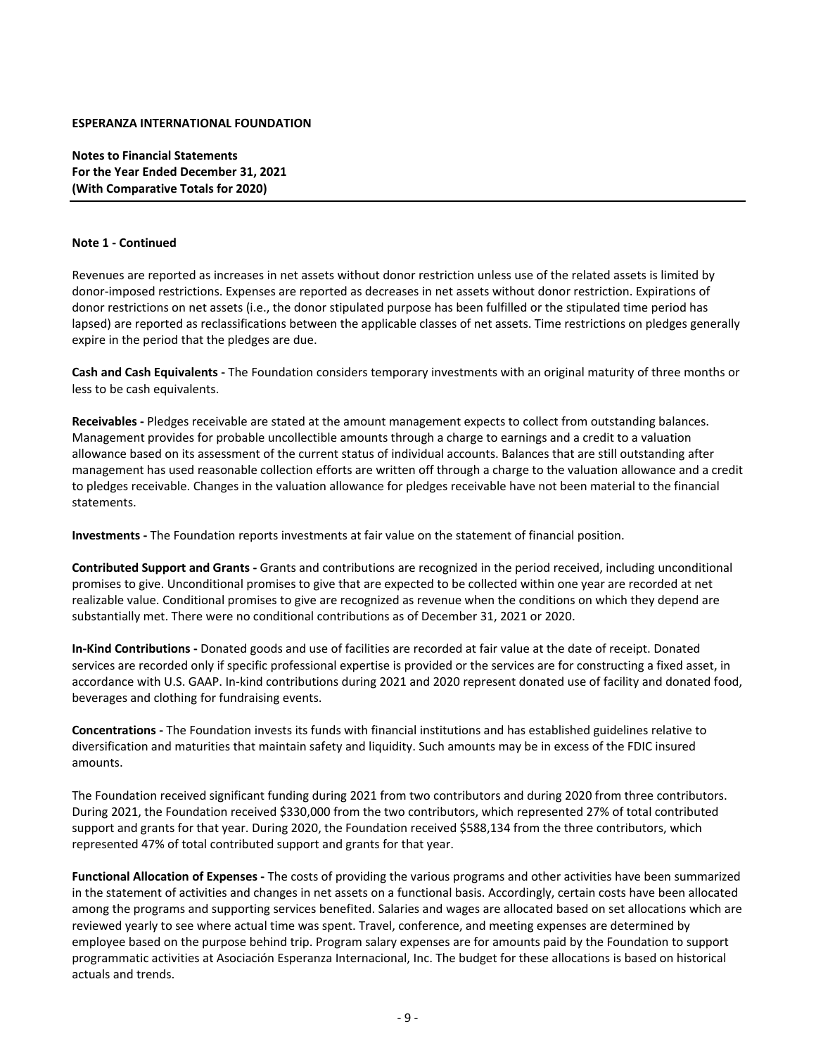**ESPERANZA INTERNATIONAL FOUNDATION**

**Notes to Financial Statements**
**For the Year Ended December 31, 2021**
**(With Comparative Totals for 2020)**

**Note 1 - Continued**

Revenues are reported as increases in net assets without donor restriction unless use of the related assets is limited by donor-imposed restrictions. Expenses are reported as decreases in net assets without donor restriction. Expirations of donor restrictions on net assets (i.e., the donor stipulated purpose has been fulfilled or the stipulated time period has lapsed) are reported as reclassifications between the applicable classes of net assets. Time restrictions on pledges generally expire in the period that the pledges are due.

**Cash and Cash Equivalents -** The Foundation considers temporary investments with an original maturity of three months or less to be cash equivalents.

**Receivables -** Pledges receivable are stated at the amount management expects to collect from outstanding balances. Management provides for probable uncollectible amounts through a charge to earnings and a credit to a valuation allowance based on its assessment of the current status of individual accounts. Balances that are still outstanding after management has used reasonable collection efforts are written off through a charge to the valuation allowance and a credit to pledges receivable. Changes in the valuation allowance for pledges receivable have not been material to the financial statements.

**Investments -** The Foundation reports investments at fair value on the statement of financial position.

**Contributed Support and Grants -** Grants and contributions are recognized in the period received, including unconditional promises to give. Unconditional promises to give that are expected to be collected within one year are recorded at net realizable value. Conditional promises to give are recognized as revenue when the conditions on which they depend are substantially met. There were no conditional contributions as of December 31, 2021 or 2020.

**In-Kind Contributions -** Donated goods and use of facilities are recorded at fair value at the date of receipt. Donated services are recorded only if specific professional expertise is provided or the services are for constructing a fixed asset, in accordance with U.S. GAAP. In-kind contributions during 2021 and 2020 represent donated use of facility and donated food, beverages and clothing for fundraising events.

**Concentrations -** The Foundation invests its funds with financial institutions and has established guidelines relative to diversification and maturities that maintain safety and liquidity. Such amounts may be in excess of the FDIC insured amounts.

The Foundation received significant funding during 2021 from two contributors and during 2020 from three contributors. During 2021, the Foundation received $330,000 from the two contributors, which represented 27% of total contributed support and grants for that year. During 2020, the Foundation received $588,134 from the three contributors, which represented 47% of total contributed support and grants for that year.

**Functional Allocation of Expenses -** The costs of providing the various programs and other activities have been summarized in the statement of activities and changes in net assets on a functional basis. Accordingly, certain costs have been allocated among the programs and supporting services benefited. Salaries and wages are allocated based on set allocations which are reviewed yearly to see where actual time was spent. Travel, conference, and meeting expenses are determined by employee based on the purpose behind trip. Program salary expenses are for amounts paid by the Foundation to support programmatic activities at Asociación Esperanza Internacional, Inc. The budget for these allocations is based on historical actuals and trends.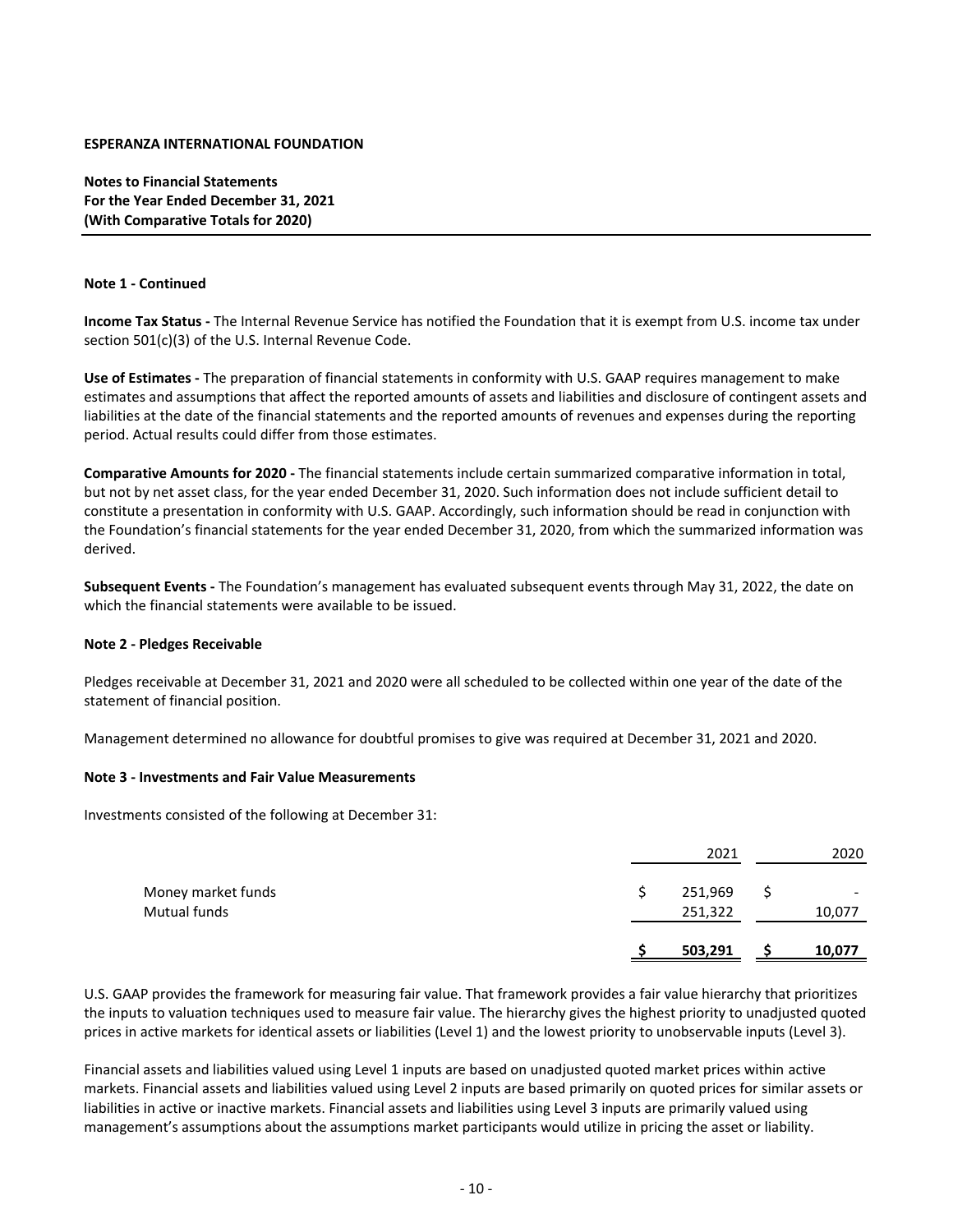**ESPERANZA INTERNATIONAL FOUNDATION**

**Notes to Financial Statements**
**For the Year Ended December 31, 2021**
**(With Comparative Totals for 2020)**

**Note 1 - Continued**

**Income Tax Status -** The Internal Revenue Service has notified the Foundation that it is exempt from U.S. income tax under section 501(c)(3) of the U.S. Internal Revenue Code.

**Use of Estimates -** The preparation of financial statements in conformity with U.S. GAAP requires management to make estimates and assumptions that affect the reported amounts of assets and liabilities and disclosure of contingent assets and liabilities at the date of the financial statements and the reported amounts of revenues and expenses during the reporting period. Actual results could differ from those estimates.

**Comparative Amounts for 2020 -** The financial statements include certain summarized comparative information in total, but not by net asset class, for the year ended December 31, 2020. Such information does not include sufficient detail to constitute a presentation in conformity with U.S. GAAP. Accordingly, such information should be read in conjunction with the Foundation's financial statements for the year ended December 31, 2020, from which the summarized information was derived.

**Subsequent Events -** The Foundation's management has evaluated subsequent events through May 31, 2022, the date on which the financial statements were available to be issued.

**Note 2 - Pledges Receivable**

Pledges receivable at December 31, 2021 and 2020 were all scheduled to be collected within one year of the date of the statement of financial position.

Management determined no allowance for doubtful promises to give was required at December 31, 2021 and 2020.

**Note 3 - Investments and Fair Value Measurements**

Investments consisted of the following at December 31:

| | 2021 | 2020 |
|---|---|---|
| Money market funds | $ 251,969 | $ - |
| Mutual funds | 251,322 | 10,077 |
| | **$ 503,291** | **$ 10,077** |

U.S. GAAP provides the framework for measuring fair value. That framework provides a fair value hierarchy that prioritizes the inputs to valuation techniques used to measure fair value. The hierarchy gives the highest priority to unadjusted quoted prices in active markets for identical assets or liabilities (Level 1) and the lowest priority to unobservable inputs (Level 3).

Financial assets and liabilities valued using Level 1 inputs are based on unadjusted quoted market prices within active markets. Financial assets and liabilities valued using Level 2 inputs are based primarily on quoted prices for similar assets or liabilities in active or inactive markets. Financial assets and liabilities using Level 3 inputs are primarily valued using management's assumptions about the assumptions market participants would utilize in pricing the asset or liability.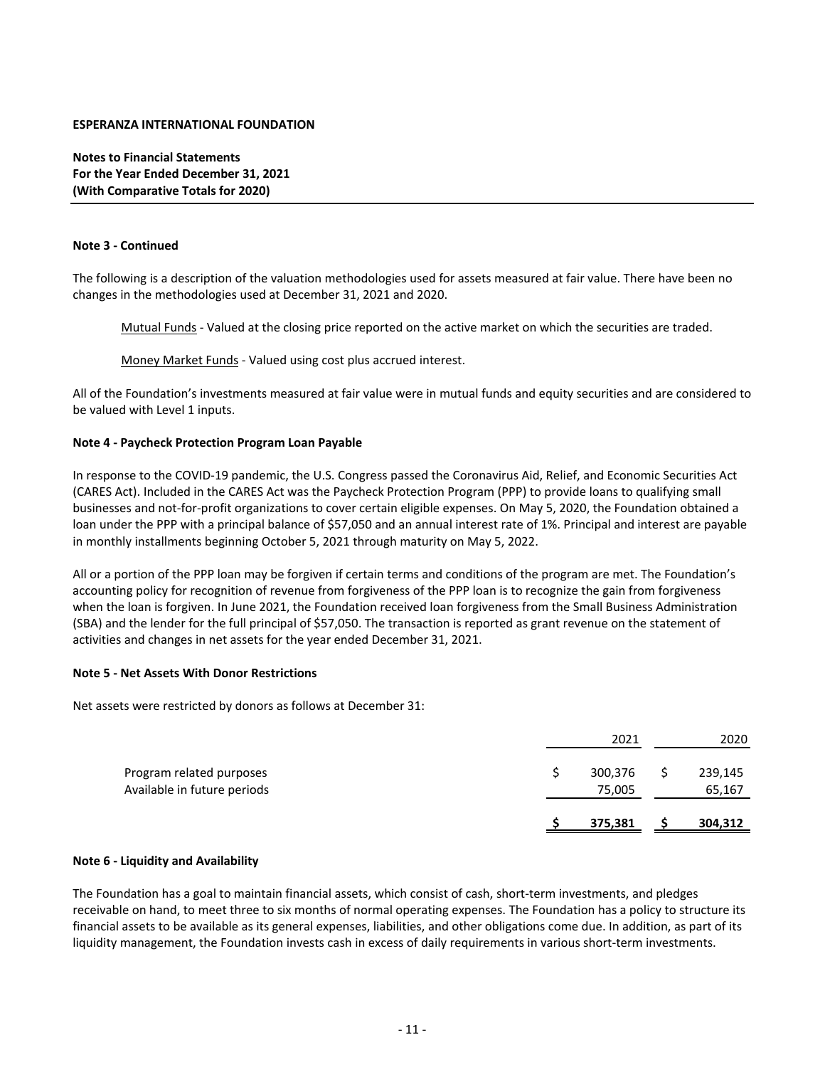**ESPERANZA INTERNATIONAL FOUNDATION**

**Notes to Financial Statements**
**For the Year Ended December 31, 2021**
**(With Comparative Totals for 2020)**

**Note 3 - Continued**

The following is a description of the valuation methodologies used for assets measured at fair value. There have been no changes in the methodologies used at December 31, 2021 and 2020.

Mutual Funds - Valued at the closing price reported on the active market on which the securities are traded.

Money Market Funds - Valued using cost plus accrued interest.

All of the Foundation's investments measured at fair value were in mutual funds and equity securities and are considered to be valued with Level 1 inputs.

**Note 4 - Paycheck Protection Program Loan Payable**

In response to the COVID-19 pandemic, the U.S. Congress passed the Coronavirus Aid, Relief, and Economic Securities Act (CARES Act). Included in the CARES Act was the Paycheck Protection Program (PPP) to provide loans to qualifying small businesses and not-for-profit organizations to cover certain eligible expenses. On May 5, 2020, the Foundation obtained a loan under the PPP with a principal balance of $57,050 and an annual interest rate of 1%. Principal and interest are payable in monthly installments beginning October 5, 2021 through maturity on May 5, 2022.

All or a portion of the PPP loan may be forgiven if certain terms and conditions of the program are met. The Foundation's accounting policy for recognition of revenue from forgiveness of the PPP loan is to recognize the gain from forgiveness when the loan is forgiven. In June 2021, the Foundation received loan forgiveness from the Small Business Administration (SBA) and the lender for the full principal of $57,050. The transaction is reported as grant revenue on the statement of activities and changes in net assets for the year ended December 31, 2021.

**Note 5 - Net Assets With Donor Restrictions**

Net assets were restricted by donors as follows at December 31:

| | 2021 | 2020 |
|---|---|---|
| Program related purposes | $ 300,376 | $ 239,145 |
| Available in future periods | 75,005 | 65,167 |
| | **$ 375,381** | **$ 304,312** |

**Note 6 - Liquidity and Availability**

The Foundation has a goal to maintain financial assets, which consist of cash, short-term investments, and pledges receivable on hand, to meet three to six months of normal operating expenses. The Foundation has a policy to structure its financial assets to be available as its general expenses, liabilities, and other obligations come due. In addition, as part of its liquidity management, the Foundation invests cash in excess of daily requirements in various short-term investments.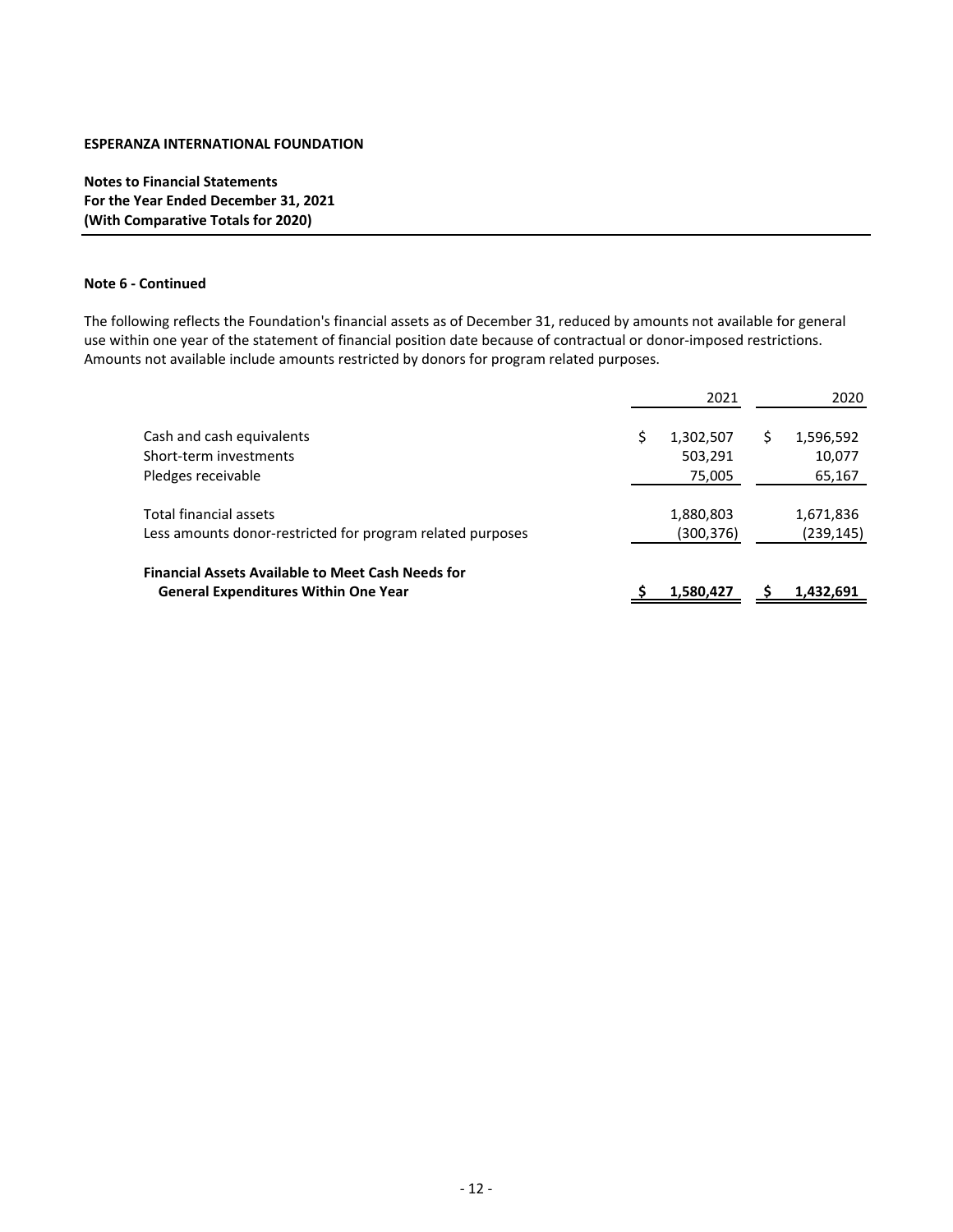**ESPERANZA INTERNATIONAL FOUNDATION**

**Notes to Financial Statements**
**For the Year Ended December 31, 2021**
**(With Comparative Totals for 2020)**

**Note 6 - Continued**

The following reflects the Foundation's financial assets as of December 31, reduced by amounts not available for general use within one year of the statement of financial position date because of contractual or donor-imposed restrictions. Amounts not available include amounts restricted by donors for program related purposes.

| | 2021 | 2020 |
|---|---|---|
| Cash and cash equivalents | $ 1,302,507 | $ 1,596,592 |
| Short-term investments | 503,291 | 10,077 |
| Pledges receivable | 75,005 | 65,167 |
| Total financial assets | 1,880,803 | 1,671,836 |
| Less amounts donor-restricted for program related purposes | (300,376) | (239,145) |
| **Financial Assets Available to Meet Cash Needs for General Expenditures Within One Year** | **$ 1,580,427** | **$ 1,432,691** |